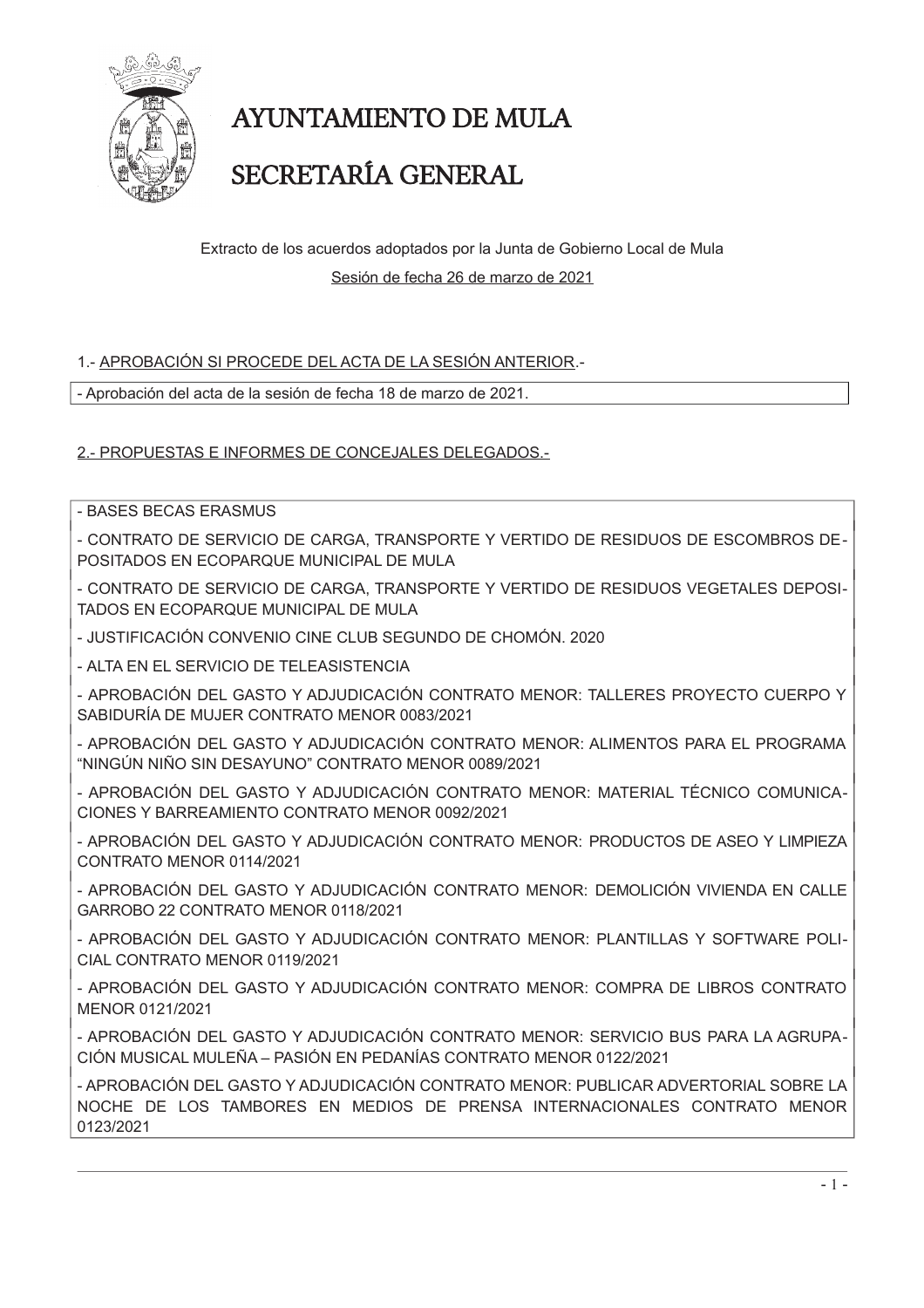# AYUNTAMIENTO DE MULA

# SECRETARÍA GENERAL

Extracto de los acuerdos adoptados por la Junta de Gobierno Local de Mula

Sesión de fecha 26 de marzo de 2021

1.- APROBACIÓN SI PROCEDE DEL ACTA DE LA SESIÓN ANTERIOR.-

- Aprobación del acta de la sesión de fecha 18 de marzo de 2021.

2.- PROPUESTAS E INFORMES DE CONCEJALES DELEGADOS.-

- BASES BECAS ERASMUS
- CONTRATO DE SERVICIO DE CARGA, TRANSPORTE Y VERTIDO DE RESIDUOS DE ESCOMBROS DEPOSITADOS EN ECOPARQUE MUNICIPAL DE MULA
- CONTRATO DE SERVICIO DE CARGA, TRANSPORTE Y VERTIDO DE RESIDUOS VEGETALES DEPOSITADOS EN ECOPARQUE MUNICIPAL DE MULA
- JUSTIFICACIÓN CONVENIO CINE CLUB SEGUNDO DE CHOMÓN. 2020
- ALTA EN EL SERVICIO DE TELEASISTENCIA
- APROBACIÓN DEL GASTO Y ADJUDICACIÓN CONTRATO MENOR: TALLERES PROYECTO CUERPO Y SABIDURÍA DE MUJER CONTRATO MENOR 0083/2021
- APROBACIÓN DEL GASTO Y ADJUDICACIÓN CONTRATO MENOR: ALIMENTOS PARA EL PROGRAMA "NINGÚN NIÑO SIN DESAYUNO" CONTRATO MENOR 0089/2021
- APROBACIÓN DEL GASTO Y ADJUDICACIÓN CONTRATO MENOR: MATERIAL TÉCNICO COMUNICACIONES Y BARREAMIENTO CONTRATO MENOR 0092/2021
- APROBACIÓN DEL GASTO Y ADJUDICACIÓN CONTRATO MENOR: PRODUCTOS DE ASEO Y LIMPIEZA CONTRATO MENOR 0114/2021
- APROBACIÓN DEL GASTO Y ADJUDICACIÓN CONTRATO MENOR: DEMOLICIÓN VIVIENDA EN CALLE GARROBO 22 CONTRATO MENOR 0118/2021
- APROBACIÓN DEL GASTO Y ADJUDICACIÓN CONTRATO MENOR: PLANTILLAS Y SOFTWARE POLICIAL CONTRATO MENOR 0119/2021
- APROBACIÓN DEL GASTO Y ADJUDICACIÓN CONTRATO MENOR: COMPRA DE LIBROS CONTRATO MENOR 0121/2021
- APROBACIÓN DEL GASTO Y ADJUDICACIÓN CONTRATO MENOR: SERVICIO BUS PARA LA AGRUPACIÓN MUSICAL MULEÑA – PASIÓN EN PEDANÍAS CONTRATO MENOR 0122/2021
- APROBACIÓN DEL GASTO Y ADJUDICACIÓN CONTRATO MENOR: PUBLICAR ADVERTORIAL SOBRE LA NOCHE DE LOS TAMBORES EN MEDIOS DE PRENSA INTERNACIONALES CONTRATO MENOR 0123/2021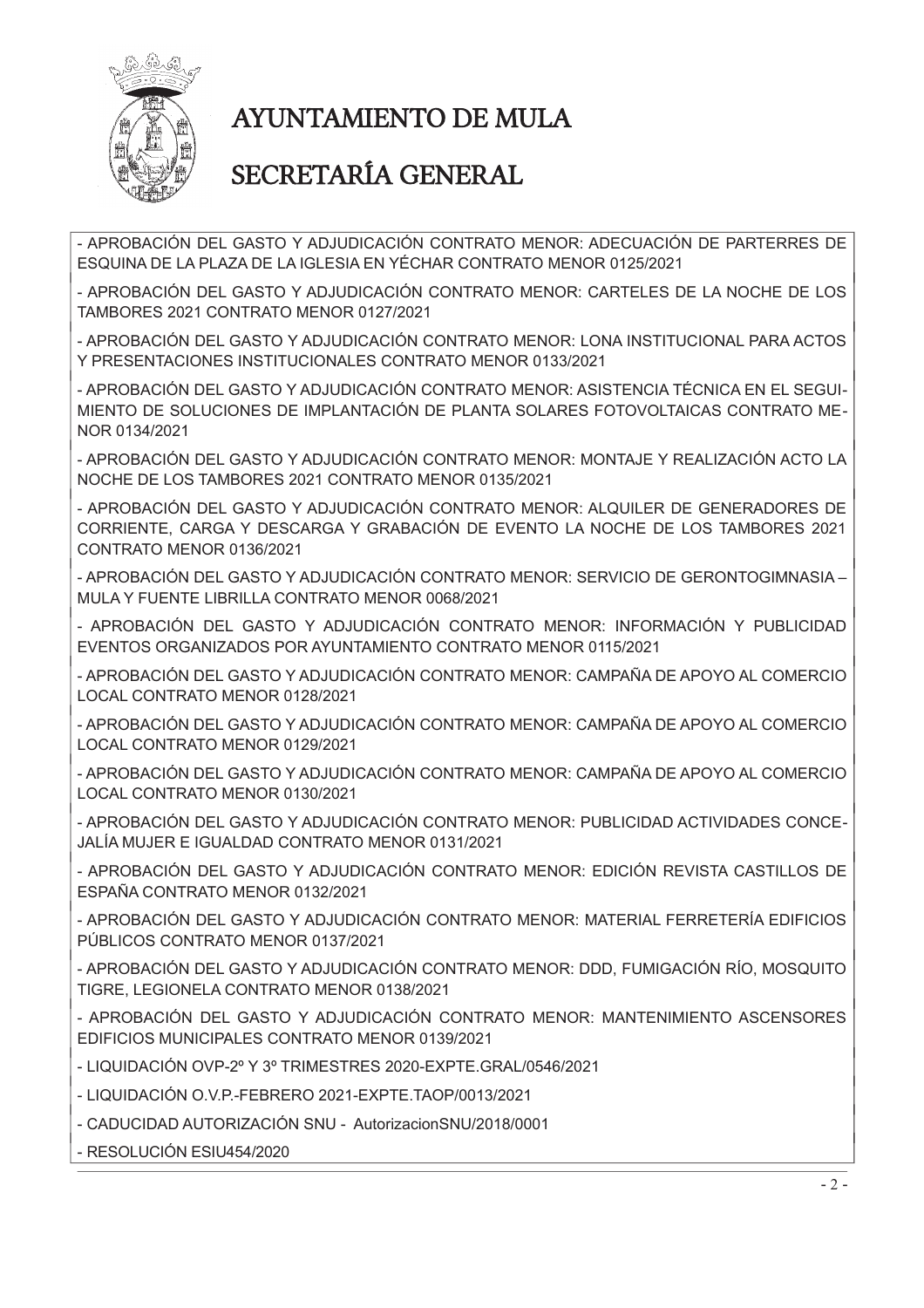# AYUNTAMIENTO DE MULA

## SECRETARÍA GENERAL

- APROBACIÓN DEL GASTO Y ADJUDICACIÓN CONTRATO MENOR: ADECUACIÓN DE PARTERRES DE ESQUINA DE LA PLAZA DE LA IGLESIA EN YÉCHAR CONTRATO MENOR 0125/2021

- APROBACIÓN DEL GASTO Y ADJUDICACIÓN CONTRATO MENOR: CARTELES DE LA NOCHE DE LOS TAMBORES 2021 CONTRATO MENOR 0127/2021

- APROBACIÓN DEL GASTO Y ADJUDICACIÓN CONTRATO MENOR: LONA INSTITUCIONAL PARA ACTOS Y PRESENTACIONES INSTITUCIONALES CONTRATO MENOR 0133/2021

- APROBACIÓN DEL GASTO Y ADJUDICACIÓN CONTRATO MENOR: ASISTENCIA TÉCNICA EN EL SEGUIMIENTO DE SOLUCIONES DE IMPLANTACIÓN DE PLANTA SOLARES FOTOVOLTAICAS CONTRATO MENOR 0134/2021

- APROBACIÓN DEL GASTO Y ADJUDICACIÓN CONTRATO MENOR: MONTAJE Y REALIZACIÓN ACTO LA NOCHE DE LOS TAMBORES 2021 CONTRATO MENOR 0135/2021

- APROBACIÓN DEL GASTO Y ADJUDICACIÓN CONTRATO MENOR: ALQUILER DE GENERADORES DE CORRIENTE, CARGA Y DESCARGA Y GRABACIÓN DE EVENTO LA NOCHE DE LOS TAMBORES 2021 CONTRATO MENOR 0136/2021

- APROBACIÓN DEL GASTO Y ADJUDICACIÓN CONTRATO MENOR: SERVICIO DE GERONTOGIMNASIA – MULA Y FUENTE LIBRILLA CONTRATO MENOR 0068/2021

- APROBACIÓN DEL GASTO Y ADJUDICACIÓN CONTRATO MENOR: INFORMACIÓN Y PUBLICIDAD EVENTOS ORGANIZADOS POR AYUNTAMIENTO CONTRATO MENOR 0115/2021

- APROBACIÓN DEL GASTO Y ADJUDICACIÓN CONTRATO MENOR: CAMPAÑA DE APOYO AL COMERCIO LOCAL CONTRATO MENOR 0128/2021

- APROBACIÓN DEL GASTO Y ADJUDICACIÓN CONTRATO MENOR: CAMPAÑA DE APOYO AL COMERCIO LOCAL CONTRATO MENOR 0129/2021

- APROBACIÓN DEL GASTO Y ADJUDICACIÓN CONTRATO MENOR: CAMPAÑA DE APOYO AL COMERCIO LOCAL CONTRATO MENOR 0130/2021

- APROBACIÓN DEL GASTO Y ADJUDICACIÓN CONTRATO MENOR: PUBLICIDAD ACTIVIDADES CONCEJALÍA MUJER E IGUALDAD CONTRATO MENOR 0131/2021

- APROBACIÓN DEL GASTO Y ADJUDICACIÓN CONTRATO MENOR: EDICIÓN REVISTA CASTILLOS DE ESPAÑA CONTRATO MENOR 0132/2021

- APROBACIÓN DEL GASTO Y ADJUDICACIÓN CONTRATO MENOR: MATERIAL FERRETERÍA EDIFICIOS PÚBLICOS CONTRATO MENOR 0137/2021

- APROBACIÓN DEL GASTO Y ADJUDICACIÓN CONTRATO MENOR: DDD, FUMIGACIÓN RÍO, MOSQUITO TIGRE, LEGIONELA CONTRATO MENOR 0138/2021

- APROBACIÓN DEL GASTO Y ADJUDICACIÓN CONTRATO MENOR: MANTENIMIENTO ASCENSORES EDIFICIOS MUNICIPALES CONTRATO MENOR 0139/2021

- LIQUIDACIÓN OVP-2º Y 3º TRIMESTRES 2020-EXPTE.GRAL/0546/2021

- LIQUIDACIÓN O.V.P.-FEBRERO 2021-EXPTE.TAOP/0013/2021

- CADUCIDAD AUTORIZACIÓN SNU - AutorizacionSNU/2018/0001

- RESOLUCIÓN ESIU454/2020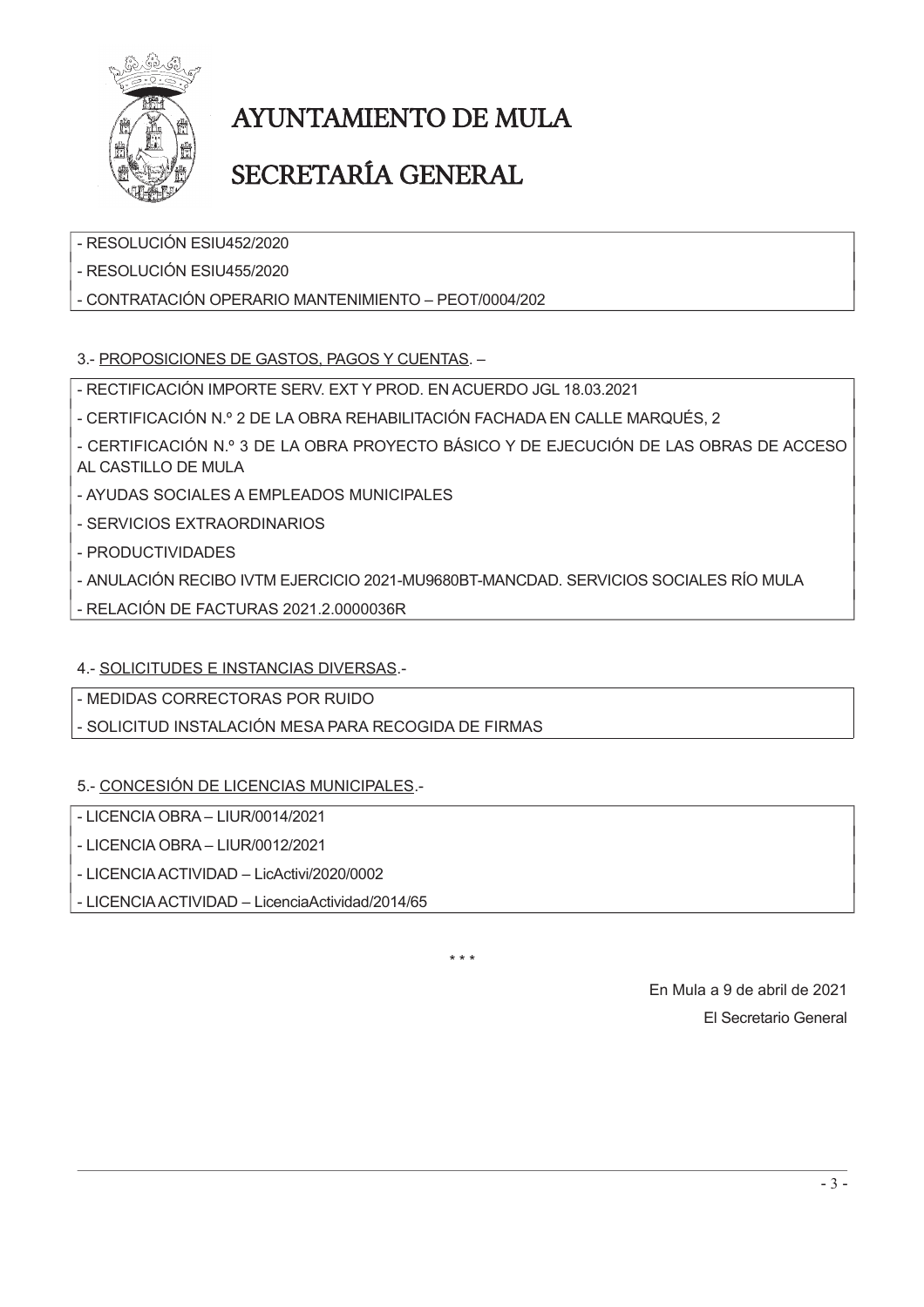- RESOLUCIÓN ESIU452/2020
- RESOLUCIÓN ESIU455/2020
- CONTRATACIÓN OPERARIO MANTENIMIENTO – PEOT/0004/202

3.- <u>PROPOSICIONES DE GASTOS, PAGOS Y CUENTAS</u>. –

- RECTIFICACIÓN IMPORTE SERV. EXT Y PROD. EN ACUERDO JGL 18.03.2021
- CERTIFICACIÓN N.º 2 DE LA OBRA REHABILITACIÓN FACHADA EN CALLE MARQUÉS, 2
- CERTIFICACIÓN N.º 3 DE LA OBRA PROYECTO BÁSICO Y DE EJECUCIÓN DE LAS OBRAS DE ACCESO AL CASTILLO DE MULA
- AYUDAS SOCIALES A EMPLEADOS MUNICIPALES
- SERVICIOS EXTRAORDINARIOS
- PRODUCTIVIDADES
- ANULACIÓN RECIBO IVTM EJERCICIO 2021-MU9680BT-MANCDAD. SERVICIOS SOCIALES RÍO MULA
- RELACIÓN DE FACTURAS 2021.2.0000036R

4.- <u>SOLICITUDES E INSTANCIAS DIVERSAS</u>.-

- MEDIDAS CORRECTORAS POR RUIDO
- SOLICITUD INSTALACIÓN MESA PARA RECOGIDA DE FIRMAS

5.- <u>CONCESIÓN DE LICENCIAS MUNICIPALES</u>.-

- LICENCIA OBRA – LIUR/0014/2021
- LICENCIA OBRA – LIUR/0012/2021
- LICENCIA ACTIVIDAD – LicActivi/2020/0002
- LICENCIA ACTIVIDAD – LicenciaActividad/2014/65

\* \* \*

En Mula a 9 de abril de 2021

El Secretario General